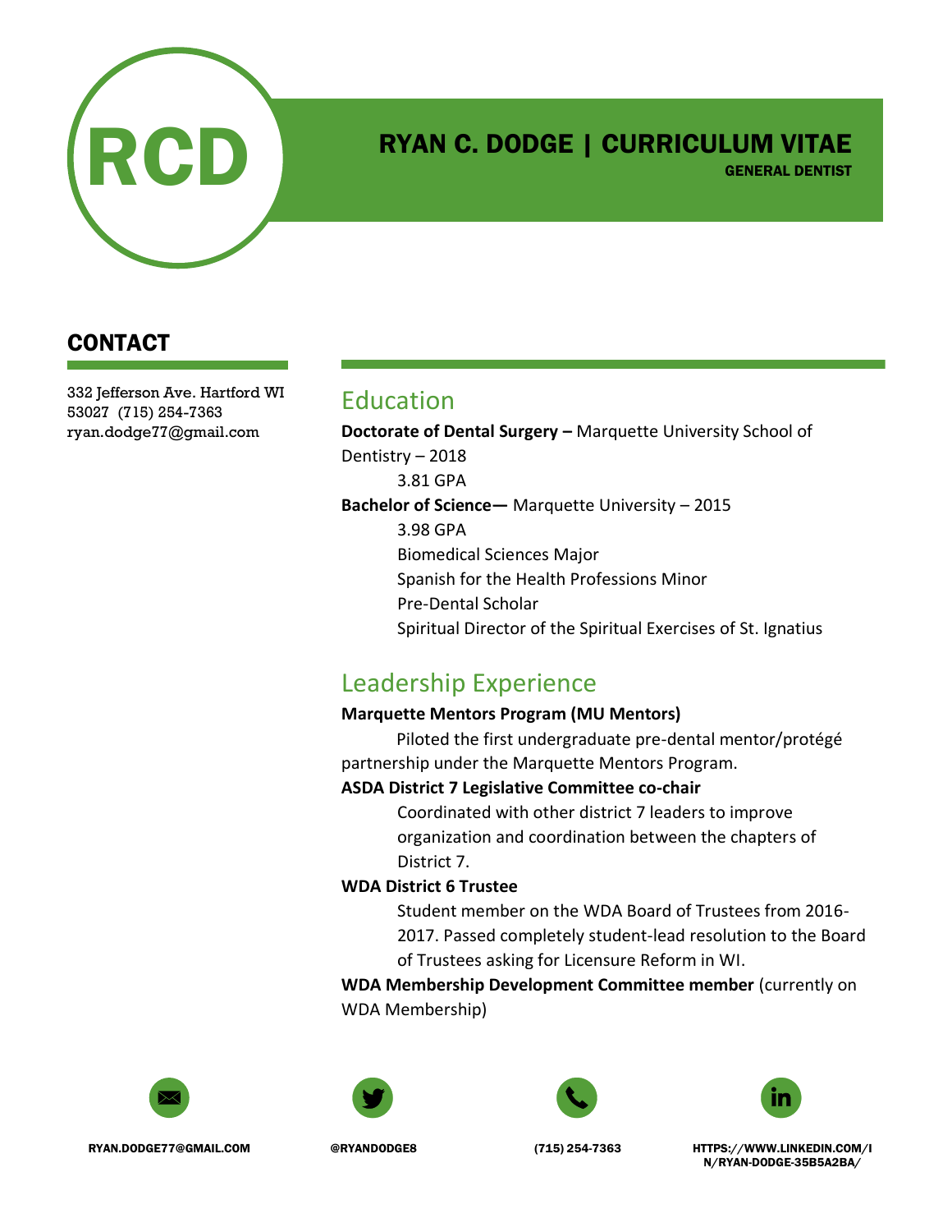RCD

# RYAN C. DODGE | CURRICULUM VITAE

**GENERAL DENTIST**

## CONTACT

332 Jefferson Ave. Hartford WI 53027 (715) 254-7363
ryan.dodge77@gmail.com

## Education

**Doctorate of Dental Surgery –** Marquette University School of Dentistry – 2018

3.81 GPA

**Bachelor of Science—** Marquette University – 2015

3.98 GPA
Biomedical Sciences Major
Spanish for the Health Professions Minor
Pre-Dental Scholar
Spiritual Director of the Spiritual Exercises of St. Ignatius

## Leadership Experience

**Marquette Mentors Program (MU Mentors)**

Piloted the first undergraduate pre-dental mentor/protégé partnership under the Marquette Mentors Program.

**ASDA District 7 Legislative Committee co-chair**

Coordinated with other district 7 leaders to improve organization and coordination between the chapters of District 7.

**WDA District 6 Trustee**

Student member on the WDA Board of Trustees from 2016-2017. Passed completely student-lead resolution to the Board of Trustees asking for Licensure Reform in WI.

**WDA Membership Development Committee member** (currently on WDA Membership)

RYAN.DODGE77@GMAIL.COM | @RYANDODGE8 | (715) 254-7363 | HTTPS://WWW.LINKEDIN.COM/IN/RYAN-DODGE-35B5A2BA/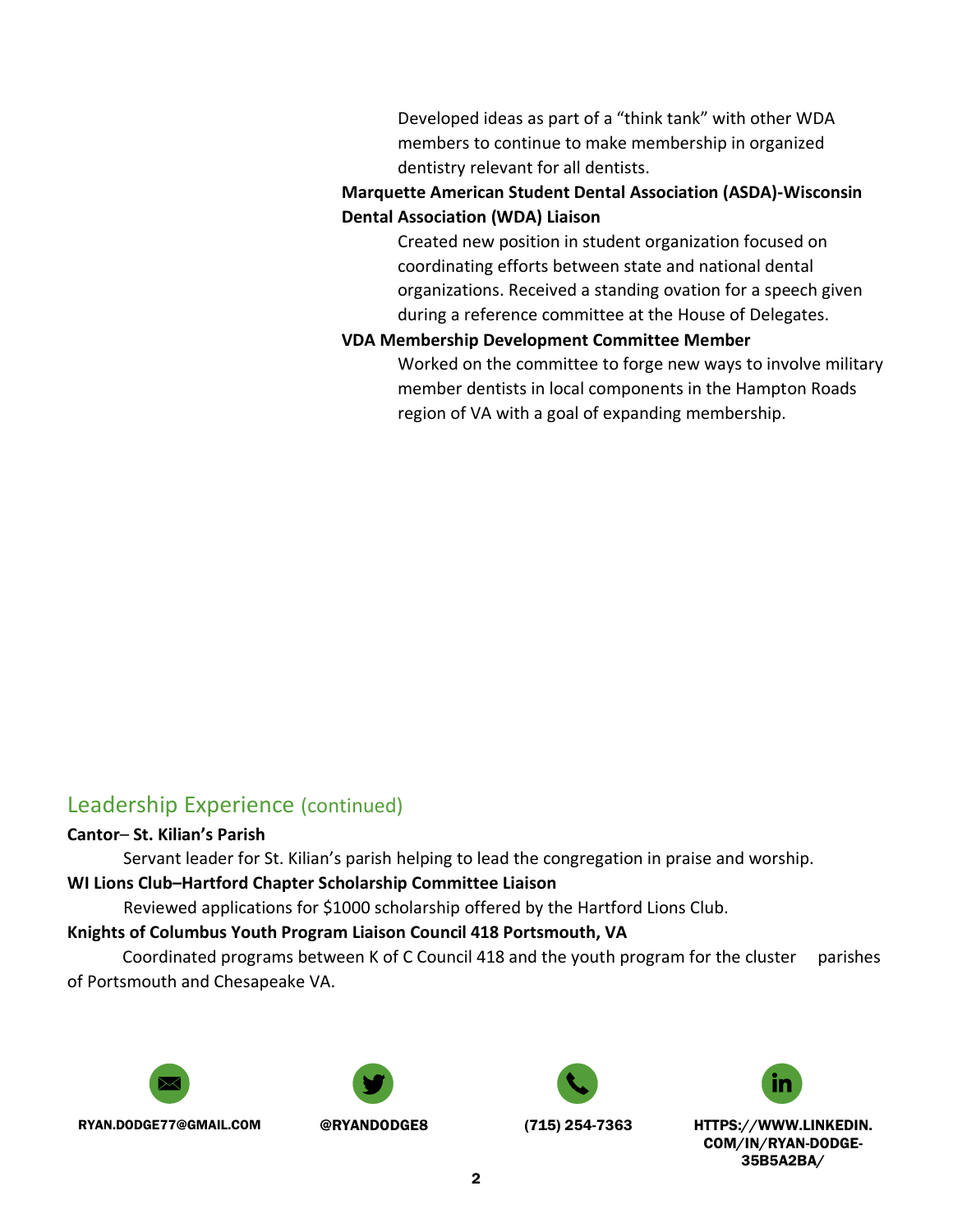Developed ideas as part of a "think tank" with other WDA members to continue to make membership in organized dentistry relevant for all dentists.

**Marquette American Student Dental Association (ASDA)-Wisconsin Dental Association (WDA) Liaison**

Created new position in student organization focused on coordinating efforts between state and national dental organizations. Received a standing ovation for a speech given during a reference committee at the House of Delegates.

**VDA Membership Development Committee Member**

Worked on the committee to forge new ways to involve military member dentists in local components in the Hampton Roads region of VA with a goal of expanding membership.

## Leadership Experience (continued)

**Cantor– St. Kilian's Parish**

Servant leader for St. Kilian's parish helping to lead the congregation in praise and worship.

**WI Lions Club–Hartford Chapter Scholarship Committee Liaison**

Reviewed applications for $1000 scholarship offered by the Hartford Lions Club.

**Knights of Columbus Youth Program Liaison Council 418 Portsmouth, VA**

Coordinated programs between K of C Council 418 and the youth program for the cluster parishes of Portsmouth and Chesapeake VA.

RYAN.DODGE77@GMAIL.COM | @RYANDODGE8 | (715) 254-7363 | HTTPS://WWW.LINKEDIN.COM/IN/RYAN-DODGE-35B5A2BA/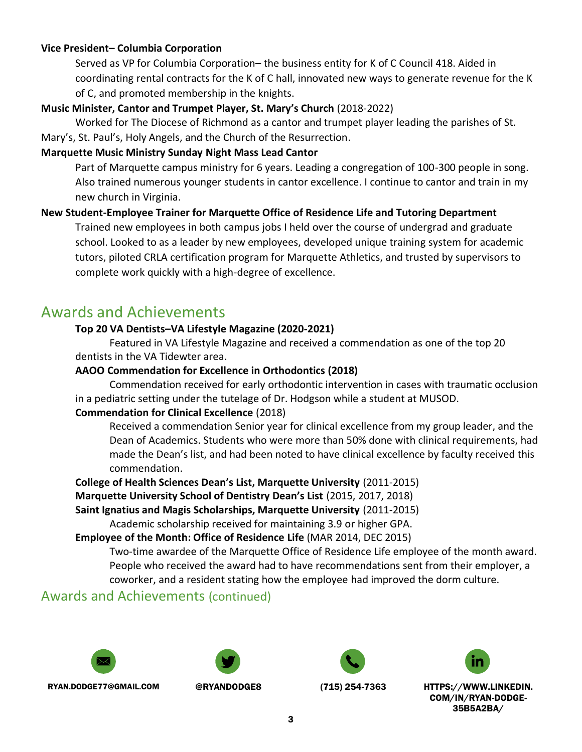**Vice President– Columbia Corporation**

Served as VP for Columbia Corporation– the business entity for K of C Council 418. Aided in coordinating rental contracts for the K of C hall, innovated new ways to generate revenue for the K of C, and promoted membership in the knights.

**Music Minister, Cantor and Trumpet Player, St. Mary's Church** (2018-2022)

Worked for The Diocese of Richmond as a cantor and trumpet player leading the parishes of St. Mary's, St. Paul's, Holy Angels, and the Church of the Resurrection.

**Marquette Music Ministry Sunday Night Mass Lead Cantor**

Part of Marquette campus ministry for 6 years. Leading a congregation of 100-300 people in song. Also trained numerous younger students in cantor excellence. I continue to cantor and train in my new church in Virginia.

**New Student-Employee Trainer for Marquette Office of Residence Life and Tutoring Department**

Trained new employees in both campus jobs I held over the course of undergrad and graduate school. Looked to as a leader by new employees, developed unique training system for academic tutors, piloted CRLA certification program for Marquette Athletics, and trusted by supervisors to complete work quickly with a high-degree of excellence.

## Awards and Achievements

**Top 20 VA Dentists–VA Lifestyle Magazine (2020-2021)**

Featured in VA Lifestyle Magazine and received a commendation as one of the top 20 dentists in the VA Tidewter area.

**AAOO Commendation for Excellence in Orthodontics (2018)**

Commendation received for early orthodontic intervention in cases with traumatic occlusion in a pediatric setting under the tutelage of Dr. Hodgson while a student at MUSOD.

**Commendation for Clinical Excellence** (2018)

Received a commendation Senior year for clinical excellence from my group leader, and the Dean of Academics. Students who were more than 50% done with clinical requirements, had made the Dean's list, and had been noted to have clinical excellence by faculty received this commendation.

**College of Health Sciences Dean's List, Marquette University** (2011-2015)

**Marquette University School of Dentistry Dean's List** (2015, 2017, 2018)

**Saint Ignatius and Magis Scholarships, Marquette University** (2011-2015)

Academic scholarship received for maintaining 3.9 or higher GPA.

**Employee of the Month: Office of Residence Life** (MAR 2014, DEC 2015)

Two-time awardee of the Marquette Office of Residence Life employee of the month award. People who received the award had to have recommendations sent from their employer, a coworker, and a resident stating how the employee had improved the dorm culture.

## Awards and Achievements (continued)

RYAN.DODGE77@GMAIL.COM | @RYANDODGE8 | (715) 254-7363 | HTTPS://WWW.LINKEDIN.COM/IN/RYAN-DODGE-35B5A2BA/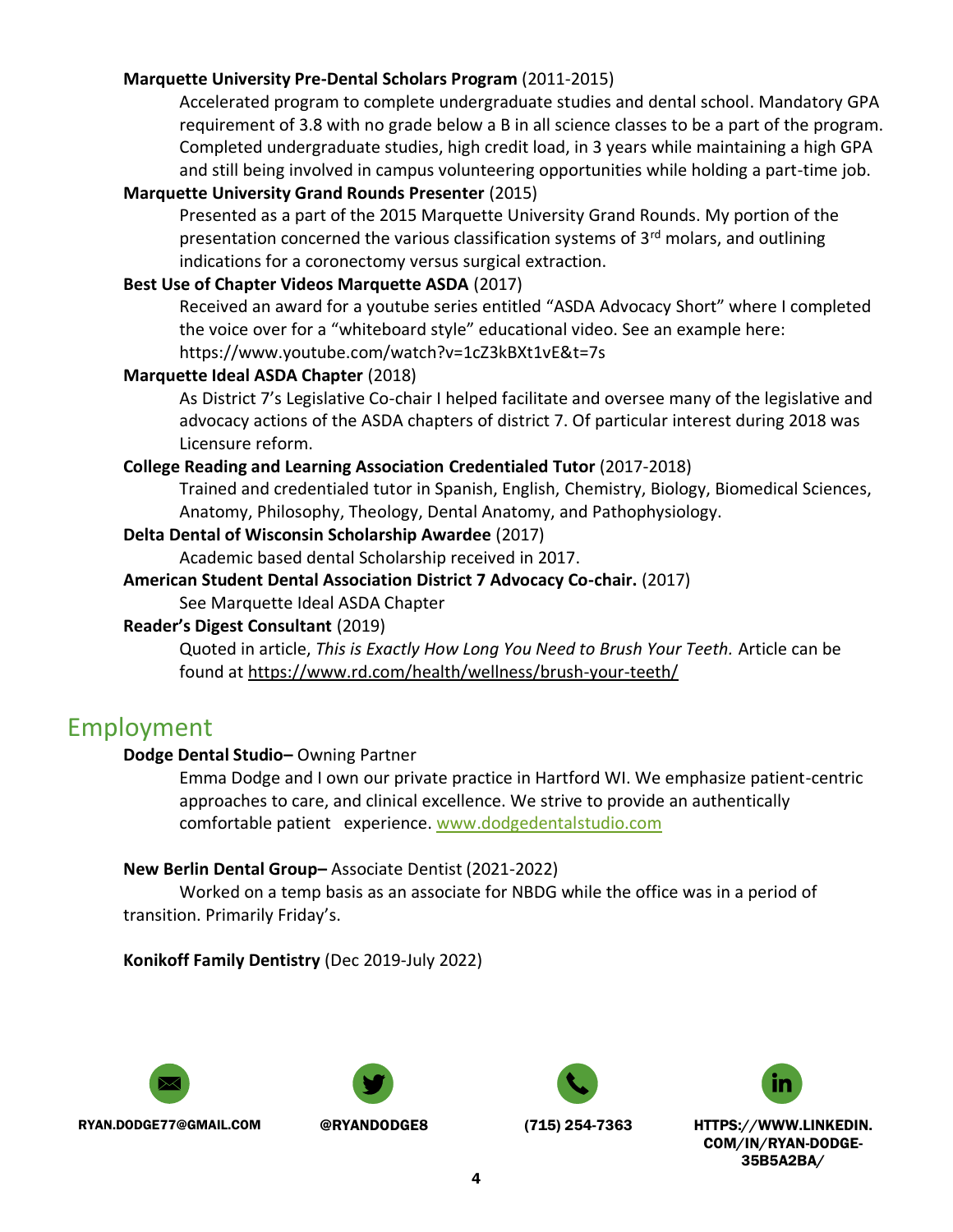**Marquette University Pre-Dental Scholars Program** (2011-2015)

Accelerated program to complete undergraduate studies and dental school. Mandatory GPA requirement of 3.8 with no grade below a B in all science classes to be a part of the program. Completed undergraduate studies, high credit load, in 3 years while maintaining a high GPA and still being involved in campus volunteering opportunities while holding a part-time job.

**Marquette University Grand Rounds Presenter** (2015)

Presented as a part of the 2015 Marquette University Grand Rounds. My portion of the presentation concerned the various classification systems of 3rd molars, and outlining indications for a coronectomy versus surgical extraction.

**Best Use of Chapter Videos Marquette ASDA** (2017)

Received an award for a youtube series entitled "ASDA Advocacy Short" where I completed the voice over for a "whiteboard style" educational video. See an example here: https://www.youtube.com/watch?v=1cZ3kBXt1vE&t=7s

**Marquette Ideal ASDA Chapter** (2018)

As District 7's Legislative Co-chair I helped facilitate and oversee many of the legislative and advocacy actions of the ASDA chapters of district 7. Of particular interest during 2018 was Licensure reform.

**College Reading and Learning Association Credentialed Tutor** (2017-2018)

Trained and credentialed tutor in Spanish, English, Chemistry, Biology, Biomedical Sciences, Anatomy, Philosophy, Theology, Dental Anatomy, and Pathophysiology.

**Delta Dental of Wisconsin Scholarship Awardee** (2017)

Academic based dental Scholarship received in 2017.

**American Student Dental Association District 7 Advocacy Co-chair.** (2017)

See Marquette Ideal ASDA Chapter

**Reader's Digest Consultant** (2019)

Quoted in article, *This is Exactly How Long You Need to Brush Your Teeth.* Article can be found at https://www.rd.com/health/wellness/brush-your-teeth/

# Employment

**Dodge Dental Studio–** Owning Partner

Emma Dodge and I own our private practice in Hartford WI. We emphasize patient-centric approaches to care, and clinical excellence. We strive to provide an authentically comfortable patient experience. www.dodgedentalstudio.com

**New Berlin Dental Group–** Associate Dentist (2021-2022)

Worked on a temp basis as an associate for NBDG while the office was in a period of transition. Primarily Friday's.

**Konikoff Family Dentistry** (Dec 2019-July 2022)

RYAN.DODGE77@GMAIL.COM | @RYANDODGE8 | (715) 254-7363 | HTTPS://WWW.LINKEDIN.COM/IN/RYAN-DODGE-35B5A2BA/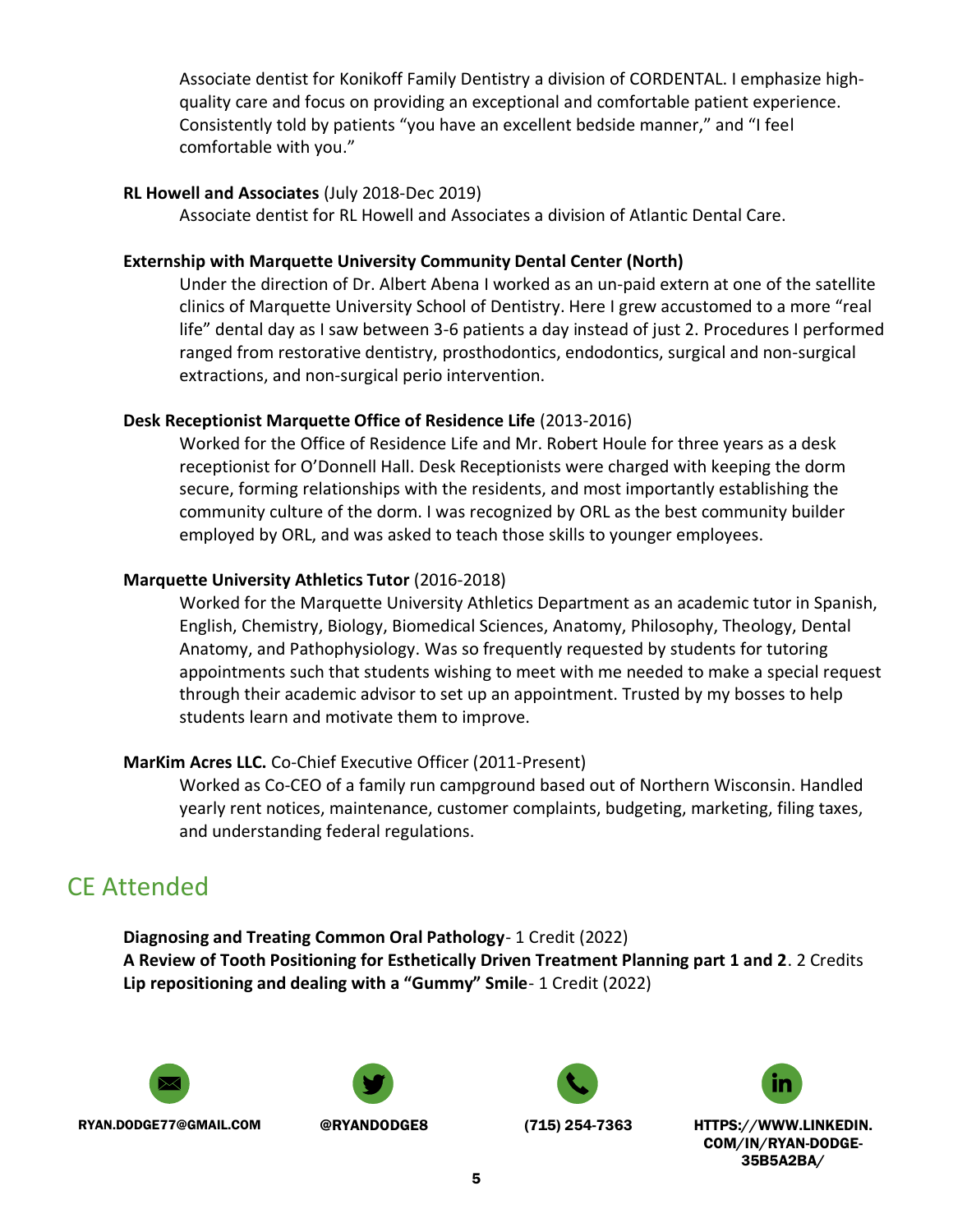Associate dentist for Konikoff Family Dentistry a division of CORDENTAL. I emphasize high-quality care and focus on providing an exceptional and comfortable patient experience. Consistently told by patients “you have an excellent bedside manner,” and “I feel comfortable with you.”

**RL Howell and Associates** (July 2018-Dec 2019)

Associate dentist for RL Howell and Associates a division of Atlantic Dental Care.

**Externship with Marquette University Community Dental Center (North)**

Under the direction of Dr. Albert Abena I worked as an un-paid extern at one of the satellite clinics of Marquette University School of Dentistry. Here I grew accustomed to a more “real life” dental day as I saw between 3-6 patients a day instead of just 2. Procedures I performed ranged from restorative dentistry, prosthodontics, endodontics, surgical and non-surgical extractions, and non-surgical perio intervention.

**Desk Receptionist Marquette Office of Residence Life** (2013-2016)

Worked for the Office of Residence Life and Mr. Robert Houle for three years as a desk receptionist for O’Donnell Hall. Desk Receptionists were charged with keeping the dorm secure, forming relationships with the residents, and most importantly establishing the community culture of the dorm. I was recognized by ORL as the best community builder employed by ORL, and was asked to teach those skills to younger employees.

**Marquette University Athletics Tutor** (2016-2018)

Worked for the Marquette University Athletics Department as an academic tutor in Spanish, English, Chemistry, Biology, Biomedical Sciences, Anatomy, Philosophy, Theology, Dental Anatomy, and Pathophysiology. Was so frequently requested by students for tutoring appointments such that students wishing to meet with me needed to make a special request through their academic advisor to set up an appointment. Trusted by my bosses to help students learn and motivate them to improve.

**MarKim Acres LLC.** Co-Chief Executive Officer (2011-Present)

Worked as Co-CEO of a family run campground based out of Northern Wisconsin. Handled yearly rent notices, maintenance, customer complaints, budgeting, marketing, filing taxes, and understanding federal regulations.

## CE Attended

**Diagnosing and Treating Common Oral Pathology**- 1 Credit (2022)
**A Review of Tooth Positioning for Esthetically Driven Treatment Planning part 1 and 2**. 2 Credits
**Lip repositioning and dealing with a “Gummy” Smile**- 1 Credit (2022)

RYAN.DODGE77@GMAIL.COM | @RYANDODGE8 | (715) 254-7363 | HTTPS://WWW.LINKEDIN.COM/IN/RYAN-DODGE-35B5A2BA/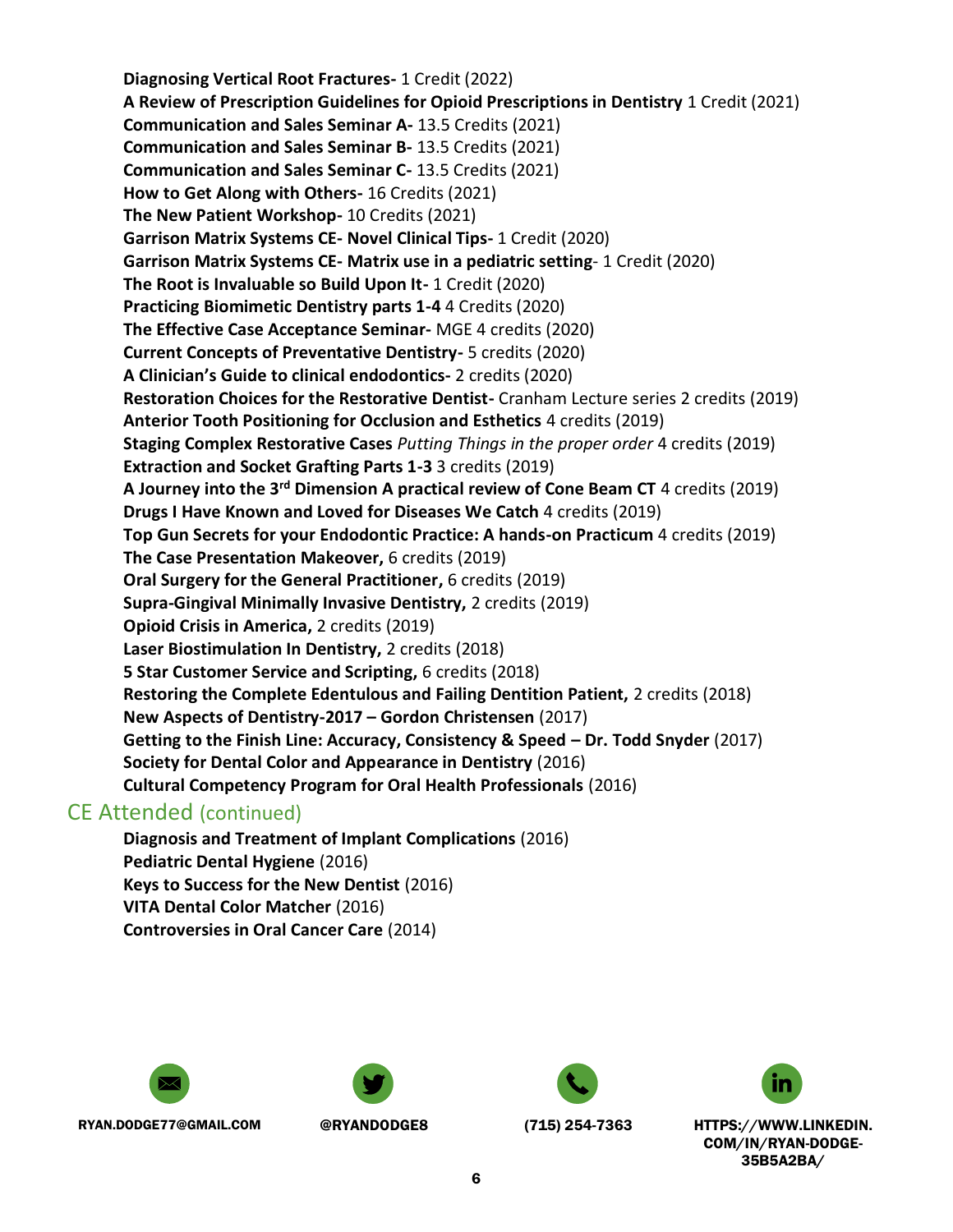**Diagnosing Vertical Root Fractures-** 1 Credit (2022)
**A Review of Prescription Guidelines for Opioid Prescriptions in Dentistry** 1 Credit (2021)
**Communication and Sales Seminar A-** 13.5 Credits (2021)
**Communication and Sales Seminar B-** 13.5 Credits (2021)
**Communication and Sales Seminar C-** 13.5 Credits (2021)
**How to Get Along with Others-** 16 Credits (2021)
**The New Patient Workshop-** 10 Credits (2021)
**Garrison Matrix Systems CE- Novel Clinical Tips-** 1 Credit (2020)
**Garrison Matrix Systems CE- Matrix use in a pediatric setting**- 1 Credit (2020)
**The Root is Invaluable so Build Upon It-** 1 Credit (2020)
**Practicing Biomimetic Dentistry parts 1-4** 4 Credits (2020)
**The Effective Case Acceptance Seminar-** MGE 4 credits (2020)
**Current Concepts of Preventative Dentistry-** 5 credits (2020)
**A Clinician's Guide to clinical endodontics-** 2 credits (2020)
**Restoration Choices for the Restorative Dentist-** Cranham Lecture series 2 credits (2019)
**Anterior Tooth Positioning for Occlusion and Esthetics** 4 credits (2019)
**Staging Complex Restorative Cases** *Putting Things in the proper order* 4 credits (2019)
**Extraction and Socket Grafting Parts 1-3** 3 credits (2019)
**A Journey into the 3rd Dimension A practical review of Cone Beam CT** 4 credits (2019)
**Drugs I Have Known and Loved for Diseases We Catch** 4 credits (2019)
**Top Gun Secrets for your Endodontic Practice: A hands-on Practicum** 4 credits (2019)
**The Case Presentation Makeover,** 6 credits (2019)
**Oral Surgery for the General Practitioner,** 6 credits (2019)
**Supra-Gingival Minimally Invasive Dentistry,** 2 credits (2019)
**Opioid Crisis in America,** 2 credits (2019)
**Laser Biostimulation In Dentistry,** 2 credits (2018)
**5 Star Customer Service and Scripting,** 6 credits (2018)
**Restoring the Complete Edentulous and Failing Dentition Patient,** 2 credits (2018)
**New Aspects of Dentistry-2017 – Gordon Christensen** (2017)
**Getting to the Finish Line: Accuracy, Consistency & Speed – Dr. Todd Snyder** (2017)
**Society for Dental Color and Appearance in Dentistry** (2016)
**Cultural Competency Program for Oral Health Professionals** (2016)

## CE Attended (continued)

**Diagnosis and Treatment of Implant Complications** (2016)
**Pediatric Dental Hygiene** (2016)
**Keys to Success for the New Dentist** (2016)
**VITA Dental Color Matcher** (2016)
**Controversies in Oral Cancer Care** (2014)

RYAN.DODGE77@GMAIL.COM | @RYANDODGE8 | (715) 254-7363 | HTTPS://WWW.LINKEDIN.COM/IN/RYAN-DODGE-35B5A2BA/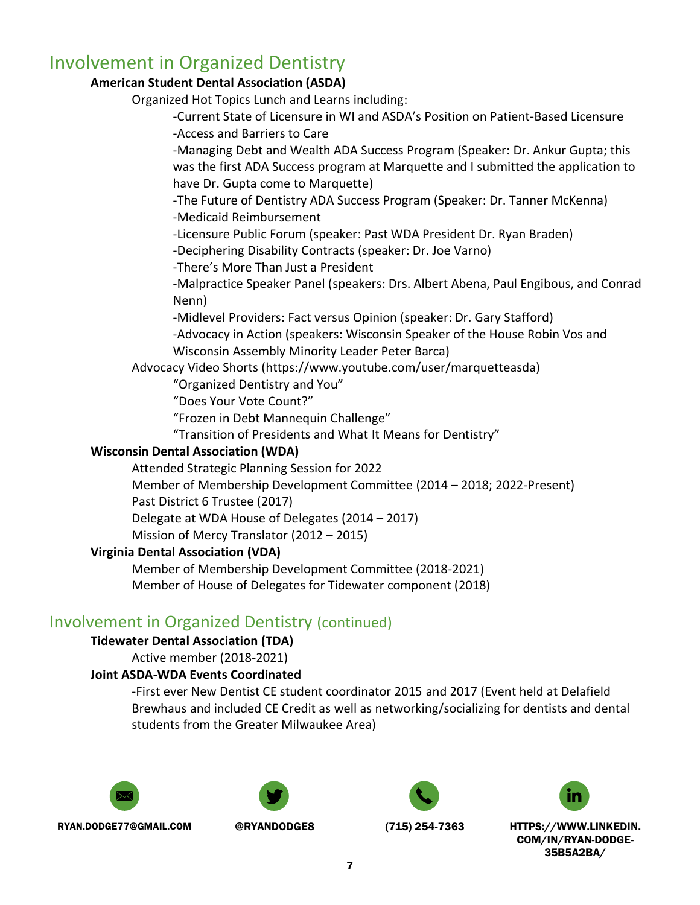## Involvement in Organized Dentistry

**American Student Dental Association (ASDA)**

Organized Hot Topics Lunch and Learns including:

-Current State of Licensure in WI and ASDA's Position on Patient-Based Licensure
-Access and Barriers to Care
-Managing Debt and Wealth ADA Success Program (Speaker: Dr. Ankur Gupta; this was the first ADA Success program at Marquette and I submitted the application to have Dr. Gupta come to Marquette)
-The Future of Dentistry ADA Success Program (Speaker: Dr. Tanner McKenna)
-Medicaid Reimbursement
-Licensure Public Forum (speaker: Past WDA President Dr. Ryan Braden)
-Deciphering Disability Contracts (speaker: Dr. Joe Varno)
-There's More Than Just a President
-Malpractice Speaker Panel (speakers: Drs. Albert Abena, Paul Engibous, and Conrad Nenn)
-Midlevel Providers: Fact versus Opinion (speaker: Dr. Gary Stafford)
-Advocacy in Action (speakers: Wisconsin Speaker of the House Robin Vos and Wisconsin Assembly Minority Leader Peter Barca)

Advocacy Video Shorts (https://www.youtube.com/user/marquetteasda)

"Organized Dentistry and You"
"Does Your Vote Count?"
"Frozen in Debt Mannequin Challenge"
"Transition of Presidents and What It Means for Dentistry"

**Wisconsin Dental Association (WDA)**

Attended Strategic Planning Session for 2022
Member of Membership Development Committee (2014 – 2018; 2022-Present)
Past District 6 Trustee (2017)
Delegate at WDA House of Delegates (2014 – 2017)
Mission of Mercy Translator (2012 – 2015)

**Virginia Dental Association (VDA)**

Member of Membership Development Committee (2018-2021)
Member of House of Delegates for Tidewater component (2018)

## Involvement in Organized Dentistry (continued)

**Tidewater Dental Association (TDA)**

Active member (2018-2021)

**Joint ASDA-WDA Events Coordinated**

-First ever New Dentist CE student coordinator 2015 and 2017 (Event held at Delafield Brewhaus and included CE Credit as well as networking/socializing for dentists and dental students from the Greater Milwaukee Area)

RYAN.DODGE77@GMAIL.COM | @RYANDODGE8 | (715) 254-7363 | HTTPS://WWW.LINKEDIN.COM/IN/RYAN-DODGE-35B5A2BA/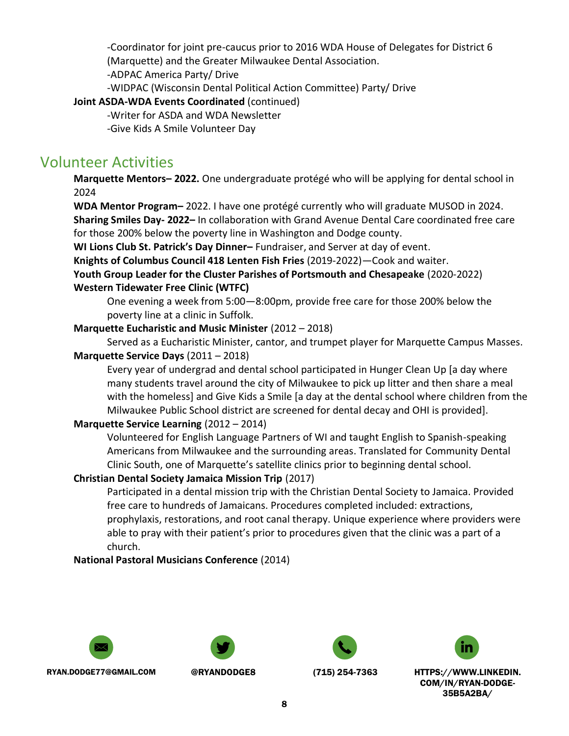-Coordinator for joint pre-caucus prior to 2016 WDA House of Delegates for District 6 (Marquette) and the Greater Milwaukee Dental Association.

-ADPAC America Party/ Drive

-WIDPAC (Wisconsin Dental Political Action Committee) Party/ Drive

**Joint ASDA-WDA Events Coordinated** (continued)

-Writer for ASDA and WDA Newsletter

-Give Kids A Smile Volunteer Day

## Volunteer Activities

**Marquette Mentors– 2022.** One undergraduate protégé who will be applying for dental school in 2024

**WDA Mentor Program–** 2022. I have one protégé currently who will graduate MUSOD in 2024.

**Sharing Smiles Day- 2022–** In collaboration with Grand Avenue Dental Care coordinated free care for those 200% below the poverty line in Washington and Dodge county.

**WI Lions Club St. Patrick's Day Dinner–** Fundraiser, and Server at day of event.

**Knights of Columbus Council 418 Lenten Fish Fries** (2019-2022)—Cook and waiter.

**Youth Group Leader for the Cluster Parishes of Portsmouth and Chesapeake** (2020-2022)

**Western Tidewater Free Clinic (WTFC)**

One evening a week from 5:00—8:00pm, provide free care for those 200% below the poverty line at a clinic in Suffolk.

**Marquette Eucharistic and Music Minister** (2012 – 2018)

Served as a Eucharistic Minister, cantor, and trumpet player for Marquette Campus Masses.

**Marquette Service Days** (2011 – 2018)

Every year of undergrad and dental school participated in Hunger Clean Up [a day where many students travel around the city of Milwaukee to pick up litter and then share a meal with the homeless] and Give Kids a Smile [a day at the dental school where children from the Milwaukee Public School district are screened for dental decay and OHI is provided].

**Marquette Service Learning** (2012 – 2014)

Volunteered for English Language Partners of WI and taught English to Spanish-speaking Americans from Milwaukee and the surrounding areas. Translated for Community Dental Clinic South, one of Marquette's satellite clinics prior to beginning dental school.

**Christian Dental Society Jamaica Mission Trip** (2017)

Participated in a dental mission trip with the Christian Dental Society to Jamaica. Provided free care to hundreds of Jamaicans. Procedures completed included: extractions, prophylaxis, restorations, and root canal therapy. Unique experience where providers were able to pray with their patient's prior to procedures given that the clinic was a part of a church.

**National Pastoral Musicians Conference** (2014)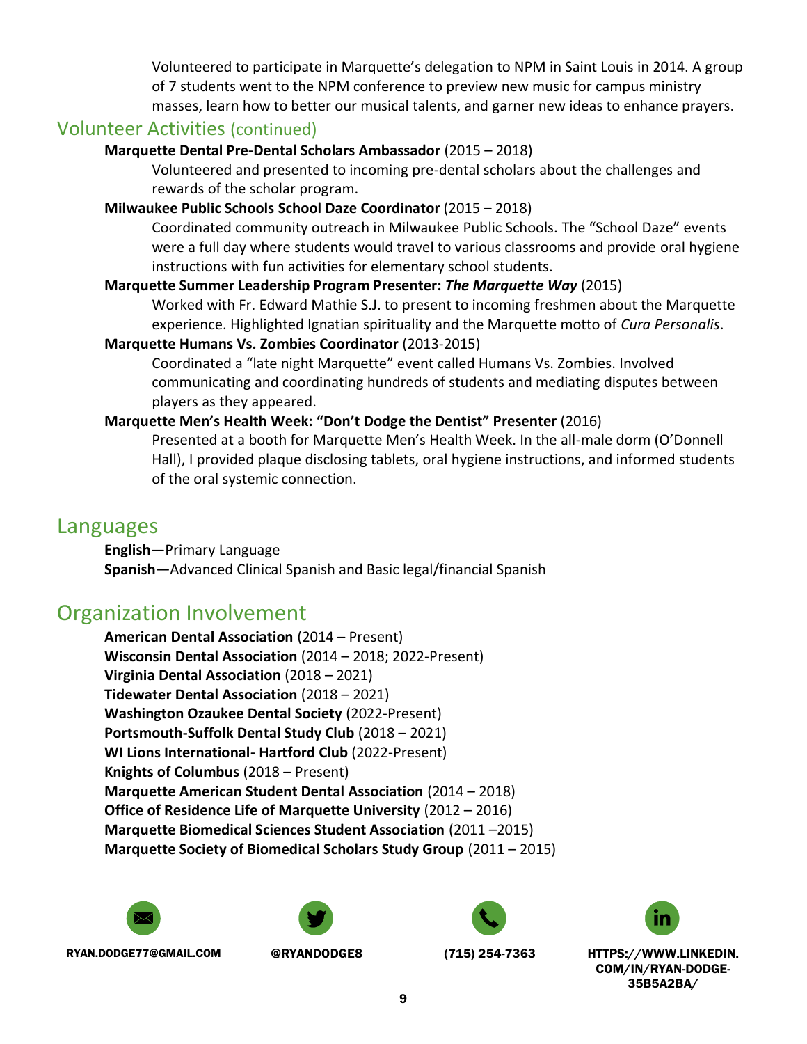Volunteered to participate in Marquette's delegation to NPM in Saint Louis in 2014. A group of 7 students went to the NPM conference to preview new music for campus ministry masses, learn how to better our musical talents, and garner new ideas to enhance prayers.

## Volunteer Activities (continued)

**Marquette Dental Pre-Dental Scholars Ambassador** (2015 – 2018)

Volunteered and presented to incoming pre-dental scholars about the challenges and rewards of the scholar program.

**Milwaukee Public Schools School Daze Coordinator** (2015 – 2018)

Coordinated community outreach in Milwaukee Public Schools. The "School Daze" events were a full day where students would travel to various classrooms and provide oral hygiene instructions with fun activities for elementary school students.

**Marquette Summer Leadership Program Presenter: *The Marquette Way*** (2015)

Worked with Fr. Edward Mathie S.J. to present to incoming freshmen about the Marquette experience. Highlighted Ignatian spirituality and the Marquette motto of *Cura Personalis*.

**Marquette Humans Vs. Zombies Coordinator** (2013-2015)

Coordinated a "late night Marquette" event called Humans Vs. Zombies. Involved communicating and coordinating hundreds of students and mediating disputes between players as they appeared.

**Marquette Men's Health Week: "Don't Dodge the Dentist" Presenter** (2016)

Presented at a booth for Marquette Men's Health Week. In the all-male dorm (O'Donnell Hall), I provided plaque disclosing tablets, oral hygiene instructions, and informed students of the oral systemic connection.

## Languages

**English**—Primary Language
**Spanish**—Advanced Clinical Spanish and Basic legal/financial Spanish

## Organization Involvement

**American Dental Association** (2014 – Present)
**Wisconsin Dental Association** (2014 – 2018; 2022-Present)
**Virginia Dental Association** (2018 – 2021)
**Tidewater Dental Association** (2018 – 2021)
**Washington Ozaukee Dental Society** (2022-Present)
**Portsmouth-Suffolk Dental Study Club** (2018 – 2021)
**WI Lions International- Hartford Club** (2022-Present)
**Knights of Columbus** (2018 – Present)
**Marquette American Student Dental Association** (2014 – 2018)
**Office of Residence Life of Marquette University** (2012 – 2016)
**Marquette Biomedical Sciences Student Association** (2011 –2015)
**Marquette Society of Biomedical Scholars Study Group** (2011 – 2015)

RYAN.DODGE77@GMAIL.COM | @RYANDODGE8 | (715) 254-7363 | HTTPS://WWW.LINKEDIN.COM/IN/RYAN-DODGE-35B5A2BA/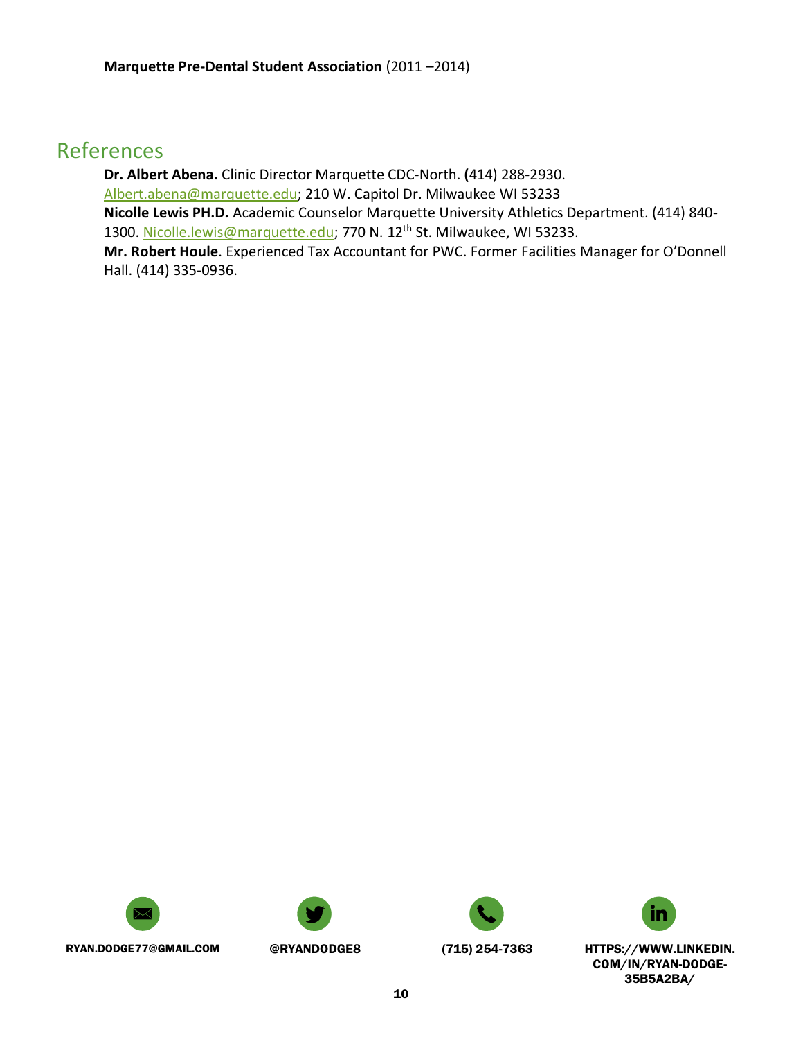**Marquette Pre-Dental Student Association** (2011 –2014)

## References

**Dr. Albert Abena.** Clinic Director Marquette CDC-North. **(**414) 288-2930. Albert.abena@marquette.edu; 210 W. Capitol Dr. Milwaukee WI 53233

**Nicolle Lewis PH.D.** Academic Counselor Marquette University Athletics Department. (414) 840-1300. Nicolle.lewis@marquette.edu; 770 N. 12th St. Milwaukee, WI 53233.

**Mr. Robert Houle**. Experienced Tax Accountant for PWC. Former Facilities Manager for O'Donnell Hall. (414) 335-0936.

RYAN.DODGE77@GMAIL.COM | @RYANDODGE8 | (715) 254-7363 | HTTPS://WWW.LINKEDIN.COM/IN/RYAN-DODGE-35B5A2BA/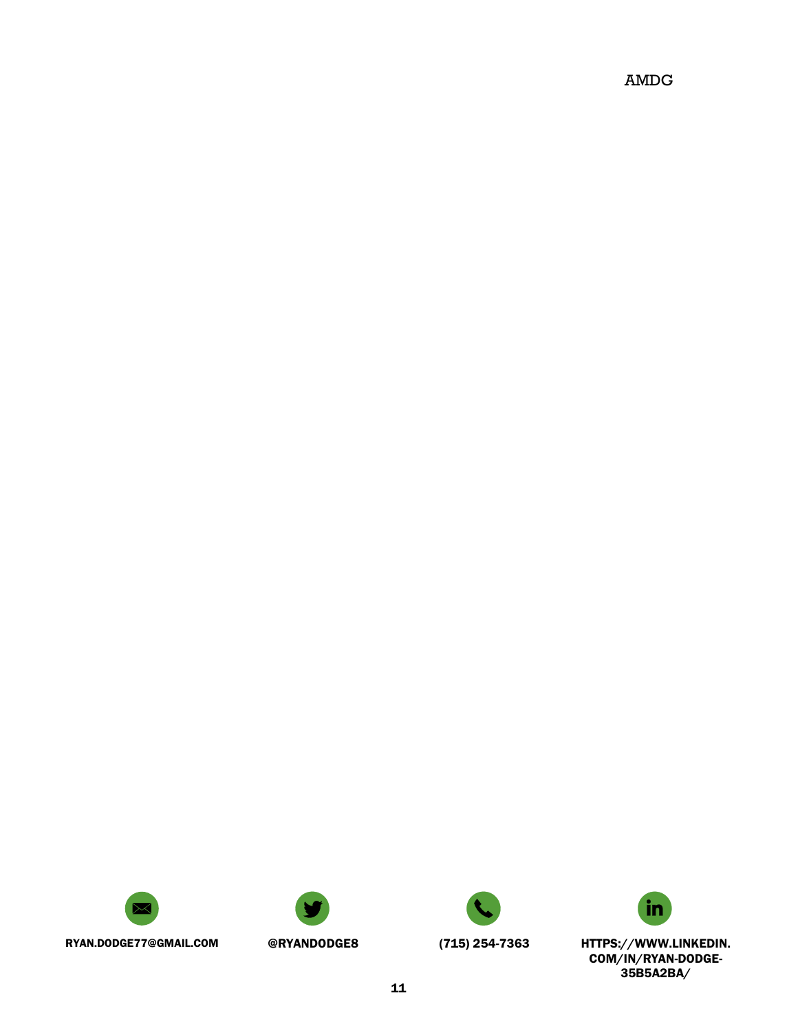AMDG

RYAN.DODGE77@GMAIL.COM

@RYANDODGE8

(715) 254-7363

HTTPS://WWW.LINKEDIN.COM/IN/RYAN-DODGE-35B5A2BA/